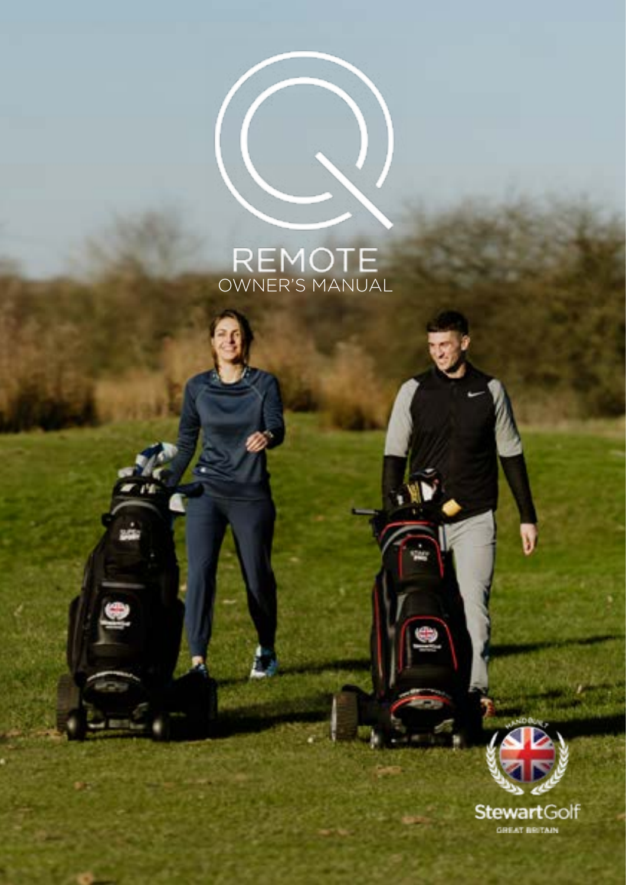# Q REMOTE

## OWNER'S MANUAL

HANDBUILT

StewartGolf

GREAT BRITAIN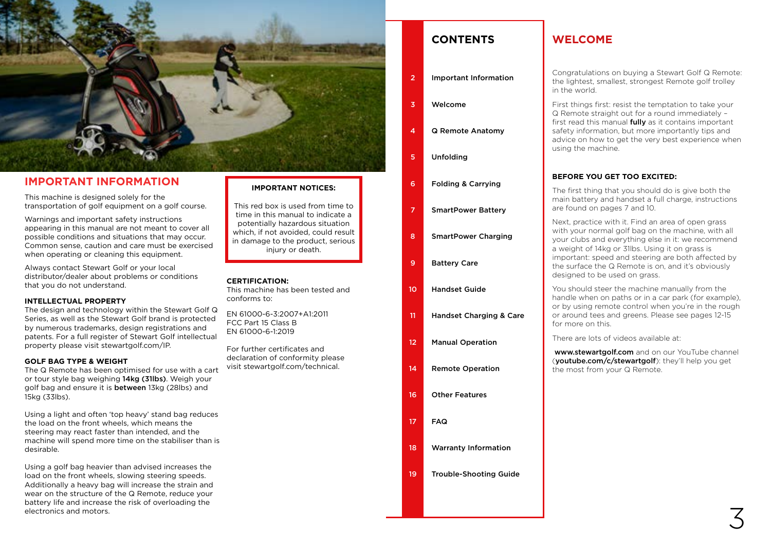## IMPORTANT INFORMATION

This machine is designed solely for the transportation of golf equipment on a golf course.

Warnings and important safety instructions appearing in this manual are not meant to cover all possible conditions and situations that may occur. Common sense, caution and care must be exercised when operating or cleaning this equipment.

Always contact Stewart Golf or your local distributor/dealer about problems or conditions that you do not understand.

**INTELLECTUAL PROPERTY**
The design and technology within the Stewart Golf Q Series, as well as the Stewart Golf brand is protected by numerous trademarks, design registrations and patents. For a full register of Stewart Golf intellectual property please visit stewartgolf.com/IP.

**GOLF BAG TYPE & WEIGHT**
The Q Remote has been optimised for use with a cart or tour style bag weighing **14kg (31lbs)**. Weigh your golf bag and ensure it is **between** 13kg (28lbs) and 15kg (33lbs).

Using a light and often 'top heavy' stand bag reduces the load on the front wheels, which means the steering may react faster than intended, and the machine will spend more time on the stabiliser than is desirable.

Using a golf bag heavier than advised increases the load on the front wheels, slowing steering speeds. Additionally a heavy bag will increase the strain and wear on the structure of the Q Remote, reduce your battery life and increase the risk of overloading the electronics and motors.

**IMPORTANT NOTICES:**

This red box is used from time to time in this manual to indicate a potentially hazardous situation which, if not avoided, could result in damage to the product, serious injury or death.

**CERTIFICATION:**
This machine has been tested and conforms to:

EN 61000-6-3:2007+A1:2011
FCC Part 15 Class B
EN 61000-6-1:2019

For further certificates and declaration of conformity please visit stewartgolf.com/technical.

## CONTENTS

| | |
|---|---|
| 2 | Important Information |
| 3 | Welcome |
| 4 | Q Remote Anatomy |
| 5 | Unfolding |
| 6 | Folding & Carrying |
| 7 | SmartPower Battery |
| 8 | SmartPower Charging |
| 9 | Battery Care |
| 10 | Handset Guide |
| 11 | Handset Charging & Care |
| 12 | Manual Operation |
| 14 | Remote Operation |
| 16 | Other Features |
| 17 | FAQ |
| 18 | Warranty Information |
| 19 | Trouble-Shooting Guide |

## WELCOME

Congratulations on buying a Stewart Golf Q Remote: the lightest, smallest, strongest Remote golf trolley in the world.

First things first: resist the temptation to take your Q Remote straight out for a round immediately – first read this manual **fully** as it contains important safety information, but more importantly tips and advice on how to get the very best experience when using the machine.

**BEFORE YOU GET TOO EXCITED:**

The first thing that you should do is give both the main battery and handset a full charge, instructions are found on pages 7 and 10.

Next, practice with it. Find an area of open grass with your normal golf bag on the machine, with all your clubs and everything else in it: we recommend a weight of 14kg or 31lbs. Using it on grass is important: speed and steering are both affected by the surface the Q Remote is on, and it's obviously designed to be used on grass.

You should steer the machine manually from the handle when on paths or in a car park (for example), or by using remote control when you're in the rough or around tees and greens. Please see pages 12-15 for more on this.

There are lots of videos available at:

**www.stewartgolf.com** and on our YouTube channel (**youtube.com/c/stewartgolf**): they'll help you get the most from your Q Remote.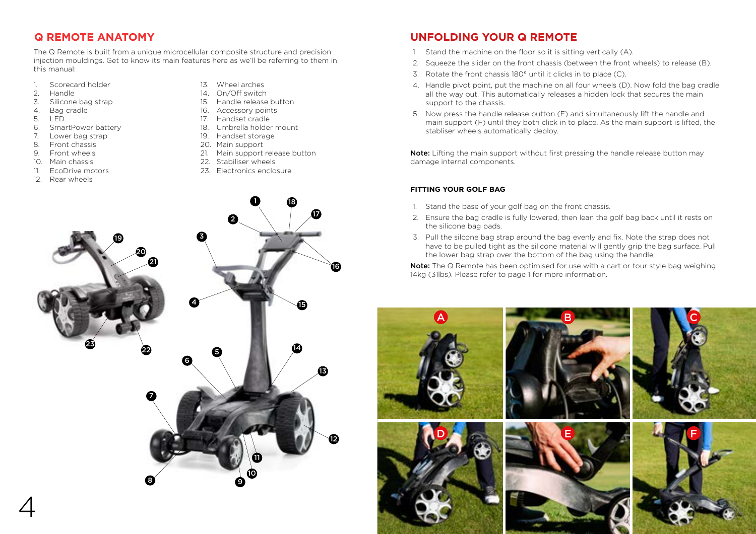## Q REMOTE ANATOMY

The Q Remote is built from a unique microcellular composite structure and precision injection mouldings. Get to know its main features here as we'll be referring to them in this manual:

1. Scorecard holder
2. Handle
3. Silicone bag strap
4. Bag cradle
5. LED
6. SmartPower battery
7. Lower bag strap
8. Front chassis
9. Front wheels
10. Main chassis
11. EcoDrive motors
12. Rear wheels
13. Wheel arches
14. On/Off switch
15. Handle release button
16. Accessory points
17. Handset cradle
18. Umbrella holder mount
19. Handset storage
20. Main support
21. Main support release button
22. Stabiliser wheels
23. Electronics enclosure

## UNFOLDING YOUR Q REMOTE

1. Stand the machine on the floor so it is sitting vertically (A).
2. Squeeze the slider on the front chassis (between the front wheels) to release (B).
3. Rotate the front chassis 180° until it clicks in to place (C).
4. Handle pivot point, put the machine on all four wheels (D). Now fold the bag cradle all the way out. This automatically releases a hidden lock that secures the main support to the chassis.
5. Now press the handle release button (E) and simultaneously lift the handle and main support (F) until they both click in to place. As the main support is lifted, the stabliser wheels automatically deploy.

**Note:** Lifting the main support without first pressing the handle release button may damage internal components.

### FITTING YOUR GOLF BAG

1. Stand the base of your golf bag on the front chassis.
2. Ensure the bag cradle is fully lowered, then lean the golf bag back until it rests on the silicone bag pads.
3. Pull the silcone bag strap around the bag evenly and fix. Note the strap does not have to be pulled tight as the silicone material will gently grip the bag surface. Pull the lower bag strap over the bottom of the bag using the handle.

**Note:** The Q Remote has been optimised for use with a cart or tour style bag weighing 14kg (31lbs). Please refer to page 1 for more information.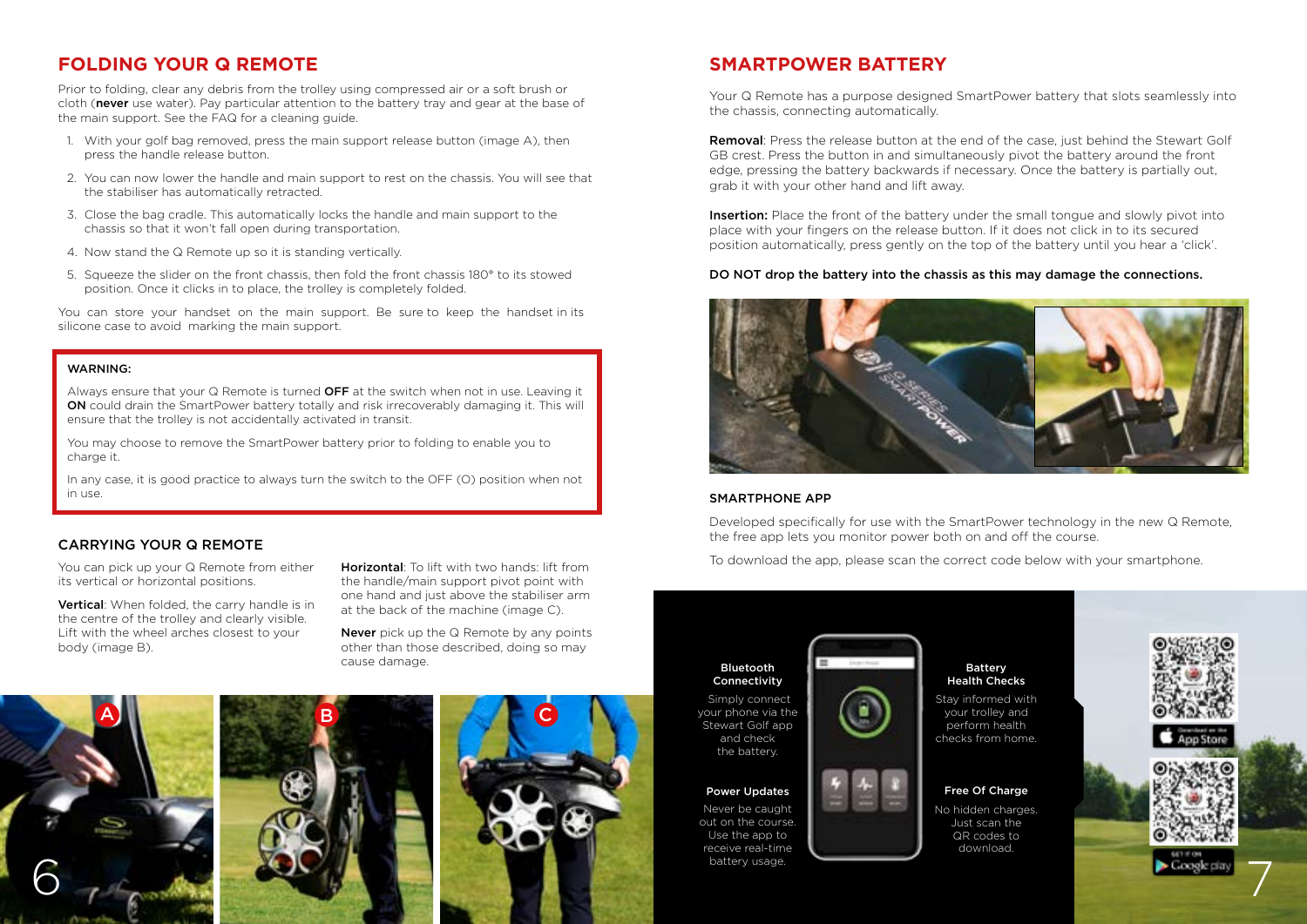## FOLDING YOUR Q REMOTE

Prior to folding, clear any debris from the trolley using compressed air or a soft brush or cloth (**never** use water). Pay particular attention to the battery tray and gear at the base of the main support. See the FAQ for a cleaning guide.

1. With your golf bag removed, press the main support release button (image A), then press the handle release button.
2. You can now lower the handle and main support to rest on the chassis. You will see that the stabiliser has automatically retracted.
3. Close the bag cradle. This automatically locks the handle and main support to the chassis so that it won't fall open during transportation.
4. Now stand the Q Remote up so it is standing vertically.
5. Squeeze the slider on the front chassis, then fold the front chassis 180° to its stowed position. Once it clicks in to place, the trolley is completely folded.

You can store your handset on the main support. Be sure to keep the handset in its silicone case to avoid marking the main support.

> WARNING:
>
> Always ensure that your Q Remote is turned **OFF** at the switch when not in use. Leaving it **ON** could drain the SmartPower battery totally and risk irrecoverably damaging it. This will ensure that the trolley is not accidentally activated in transit.
>
> You may choose to remove the SmartPower battery prior to folding to enable you to charge it.
>
> In any case, it is good practice to always turn the switch to the OFF (O) position when not in use.

### CARRYING YOUR Q REMOTE

You can pick up your Q Remote from either its vertical or horizontal positions.

**Vertical**: When folded, the carry handle is in the centre of the trolley and clearly visible. Lift with the wheel arches closest to your body (image B).

**Horizontal**: To lift with two hands: lift from the handle/main support pivot point with one hand and just above the stabiliser arm at the back of the machine (image C).

**Never** pick up the Q Remote by any points other than those described, doing so may cause damage.

A

B

C

## SMARTPOWER BATTERY

Your Q Remote has a purpose designed SmartPower battery that slots seamlessly into the chassis, connecting automatically.

**Removal**: Press the release button at the end of the case, just behind the Stewart Golf GB crest. Press the button in and simultaneously pivot the battery around the front edge, pressing the battery backwards if necessary. Once the battery is partially out, grab it with your other hand and lift away.

**Insertion:** Place the front of the battery under the small tongue and slowly pivot into place with your fingers on the release button. If it does not click in to its secured position automatically, press gently on the top of the battery until you hear a 'click'.

**DO NOT drop the battery into the chassis as this may damage the connections.**

### SMARTPHONE APP

Developed specifically for use with the SmartPower technology in the new Q Remote, the free app lets you monitor power both on and off the course.

To download the app, please scan the correct code below with your smartphone.

**Bluetooth Connectivity**

Simply connect your phone via the Stewart Golf app and check the battery.

**Battery Health Checks**

Stay informed with your trolley and perform health checks from home.

**Power Updates**

Never be caught out on the course. Use the app to receive real-time battery usage.

**Free Of Charge**

No hidden charges. Just scan the QR codes to download.

Download on the App Store

GET IT ON Google play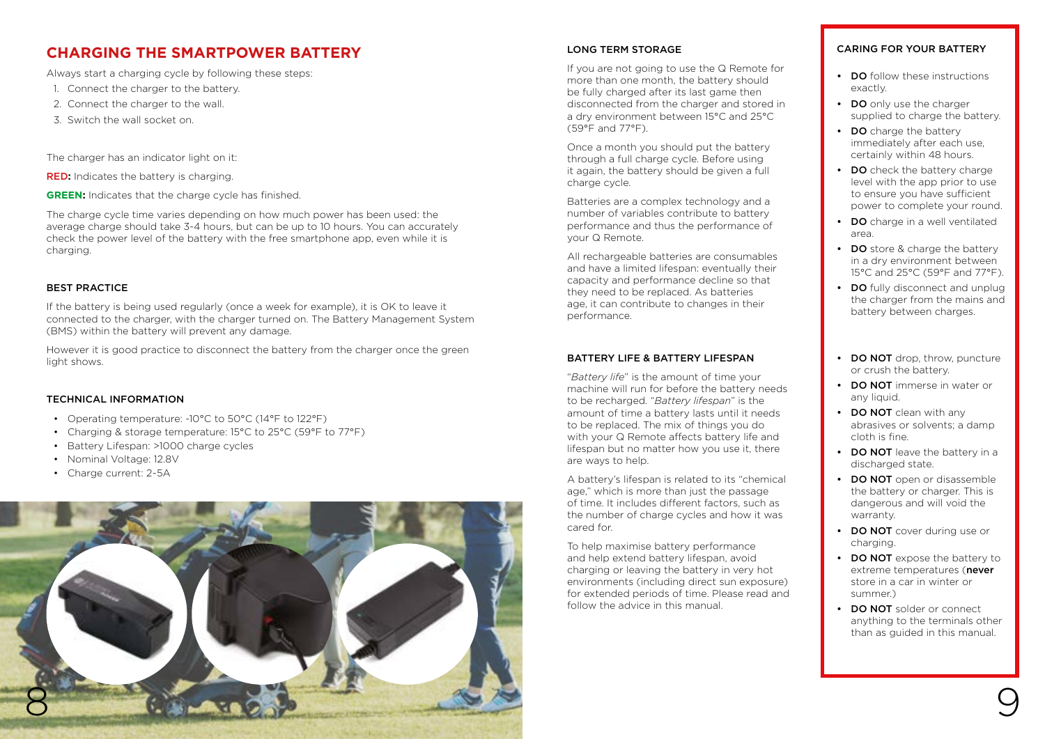## CHARGING THE SMARTPOWER BATTERY

Always start a charging cycle by following these steps:

1. Connect the charger to the battery.
2. Connect the charger to the wall.
3. Switch the wall socket on.

The charger has an indicator light on it:

**RED:** Indicates the battery is charging.

**GREEN:** Indicates that the charge cycle has finished.

The charge cycle time varies depending on how much power has been used: the average charge should take 3-4 hours, but can be up to 10 hours. You can accurately check the power level of the battery with the free smartphone app, even while it is charging.

### BEST PRACTICE

If the battery is being used regularly (once a week for example), it is OK to leave it connected to the charger, with the charger turned on. The Battery Management System (BMS) within the battery will prevent any damage.

However it is good practice to disconnect the battery from the charger once the green light shows.

### TECHNICAL INFORMATION

- Operating temperature: -10°C to 50°C (14°F to 122°F)
- Charging & storage temperature: 15°C to 25°C (59°F to 77°F)
- Battery Lifespan: >1000 charge cycles
- Nominal Voltage: 12.8V
- Charge current: 2-5A

### LONG TERM STORAGE

If you are not going to use the Q Remote for more than one month, the battery should be fully charged after its last game then disconnected from the charger and stored in a dry environment between 15°C and 25°C (59°F and 77°F).

Once a month you should put the battery through a full charge cycle. Before using it again, the battery should be given a full charge cycle.

Batteries are a complex technology and a number of variables contribute to battery performance and thus the performance of your Q Remote.

All rechargeable batteries are consumables and have a limited lifespan: eventually their capacity and performance decline so that they need to be replaced. As batteries age, it can contribute to changes in their performance.

### BATTERY LIFE & BATTERY LIFESPAN

"*Battery life*" is the amount of time your machine will run for before the battery needs to be recharged. "*Battery lifespan*" is the amount of time a battery lasts until it needs to be replaced. The mix of things you do with your Q Remote affects battery life and lifespan but no matter how you use it, there are ways to help.

A battery's lifespan is related to its "chemical age," which is more than just the passage of time. It includes different factors, such as the number of charge cycles and how it was cared for.

To help maximise battery performance and help extend battery lifespan, avoid charging or leaving the battery in very hot environments (including direct sun exposure) for extended periods of time. Please read and follow the advice in this manual.

### CARING FOR YOUR BATTERY

- **DO** follow these instructions exactly.
- **DO** only use the charger supplied to charge the battery.
- **DO** charge the battery immediately after each use, certainly within 48 hours.
- **DO** check the battery charge level with the app prior to use to ensure you have sufficient power to complete your round.
- **DO** charge in a well ventilated area.
- **DO** store & charge the battery in a dry environment between 15°C and 25°C (59°F and 77°F).
- **DO** fully disconnect and unplug the charger from the mains and battery between charges.

- **DO NOT** drop, throw, puncture or crush the battery.
- **DO NOT** immerse in water or any liquid.
- **DO NOT** clean with any abrasives or solvents; a damp cloth is fine.
- **DO NOT** leave the battery in a discharged state.
- **DO NOT** open or disassemble the battery or charger. This is dangerous and will void the warranty.
- **DO NOT** cover during use or charging.
- **DO NOT** expose the battery to extreme temperatures (**never** store in a car in winter or summer.)
- **DO NOT** solder or connect anything to the terminals other than as guided in this manual.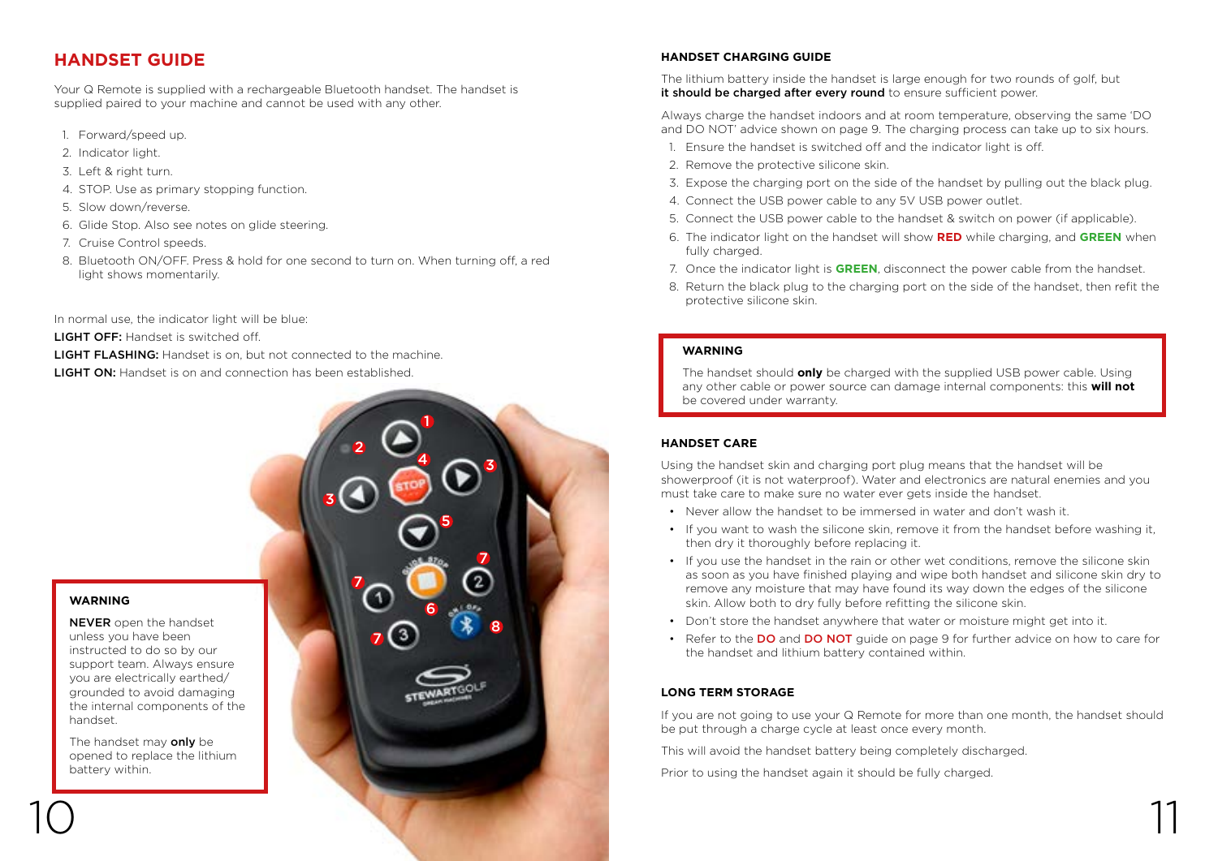## HANDSET GUIDE

Your Q Remote is supplied with a rechargeable Bluetooth handset. The handset is supplied paired to your machine and cannot be used with any other.

1. Forward/speed up.
2. Indicator light.
3. Left & right turn.
4. STOP. Use as primary stopping function.
5. Slow down/reverse.
6. Glide Stop. Also see notes on glide steering.
7. Cruise Control speeds.
8. Bluetooth ON/OFF. Press & hold for one second to turn on. When turning off, a red light shows momentarily.

In normal use, the indicator light will be blue:

**LIGHT OFF:** Handset is switched off.

**LIGHT FLASHING:** Handset is on, but not connected to the machine.

**LIGHT ON:** Handset is on and connection has been established.

> **WARNING**
>
> **NEVER** open the handset unless you have been instructed to do so by our support team. Always ensure you are electrically earthed/grounded to avoid damaging the internal components of the handset.
>
> The handset may **only** be opened to replace the lithium battery within.

### HANDSET CHARGING GUIDE

The lithium battery inside the handset is large enough for two rounds of golf, but **it should be charged after every round** to ensure sufficient power.

Always charge the handset indoors and at room temperature, observing the same 'DO and DO NOT' advice shown on page 9. The charging process can take up to six hours.

1. Ensure the handset is switched off and the indicator light is off.
2. Remove the protective silicone skin.
3. Expose the charging port on the side of the handset by pulling out the black plug.
4. Connect the USB power cable to any 5V USB power outlet.
5. Connect the USB power cable to the handset & switch on power (if applicable).
6. The indicator light on the handset will show **RED** while charging, and **GREEN** when fully charged.
7. Once the indicator light is **GREEN**, disconnect the power cable from the handset.
8. Return the black plug to the charging port on the side of the handset, then refit the protective silicone skin.

> **WARNING**
>
> The handset should **only** be charged with the supplied USB power cable. Using any other cable or power source can damage internal components: this **will not** be covered under warranty.

### HANDSET CARE

Using the handset skin and charging port plug means that the handset will be showerproof (it is not waterproof). Water and electronics are natural enemies and you must take care to make sure no water ever gets inside the handset.

- Never allow the handset to be immersed in water and don't wash it.
- If you want to wash the silicone skin, remove it from the handset before washing it, then dry it thoroughly before replacing it.
- If you use the handset in the rain or other wet conditions, remove the silicone skin as soon as you have finished playing and wipe both handset and silicone skin dry to remove any moisture that may have found its way down the edges of the silicone skin. Allow both to dry fully before refitting the silicone skin.
- Don't store the handset anywhere that water or moisture might get into it.
- Refer to the **DO** and **DO NOT** guide on page 9 for further advice on how to care for the handset and lithium battery contained within.

### LONG TERM STORAGE

If you are not going to use your Q Remote for more than one month, the handset should be put through a charge cycle at least once every month.

This will avoid the handset battery being completely discharged.

Prior to using the handset again it should be fully charged.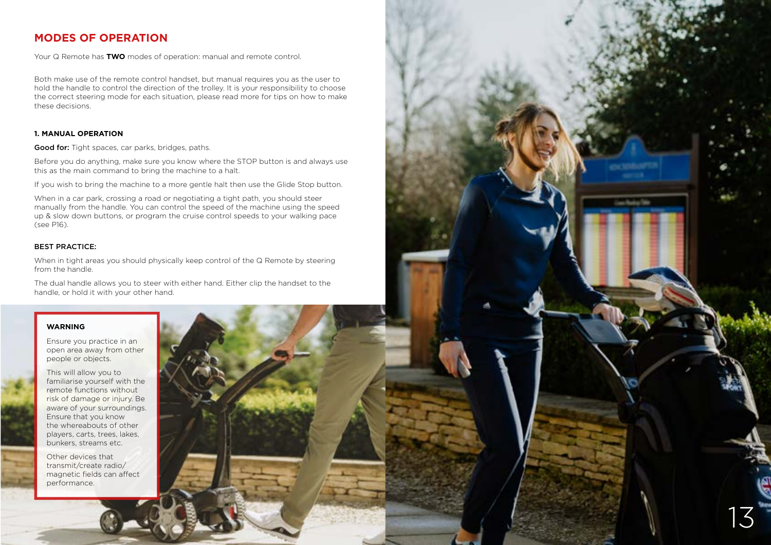## MODES OF OPERATION

Your Q Remote has **TWO** modes of operation: manual and remote control.

Both make use of the remote control handset, but manual requires you as the user to hold the handle to control the direction of the trolley. It is your responsibility to choose the correct steering mode for each situation, please read more for tips on how to make these decisions.

### 1. MANUAL OPERATION

**Good for:** Tight spaces, car parks, bridges, paths.

Before you do anything, make sure you know where the STOP button is and always use this as the main command to bring the machine to a halt.

If you wish to bring the machine to a more gentle halt then use the Glide Stop button.

When in a car park, crossing a road or negotiating a tight path, you should steer manually from the handle. You can control the speed of the machine using the speed up & slow down buttons, or program the cruise control speeds to your walking pace (see P16).

### BEST PRACTICE:

When in tight areas you should physically keep control of the Q Remote by steering from the handle.

The dual handle allows you to steer with either hand. Either clip the handset to the handle, or hold it with your other hand.

**WARNING**

Ensure you practice in an open area away from other people or objects.

This will allow you to familiarise yourself with the remote functions without risk of damage or injury. Be aware of your surroundings. Ensure that you know the whereabouts of other players, carts, trees, lakes, bunkers, streams etc.

Other devices that transmit/create radio/magnetic fields can affect performance.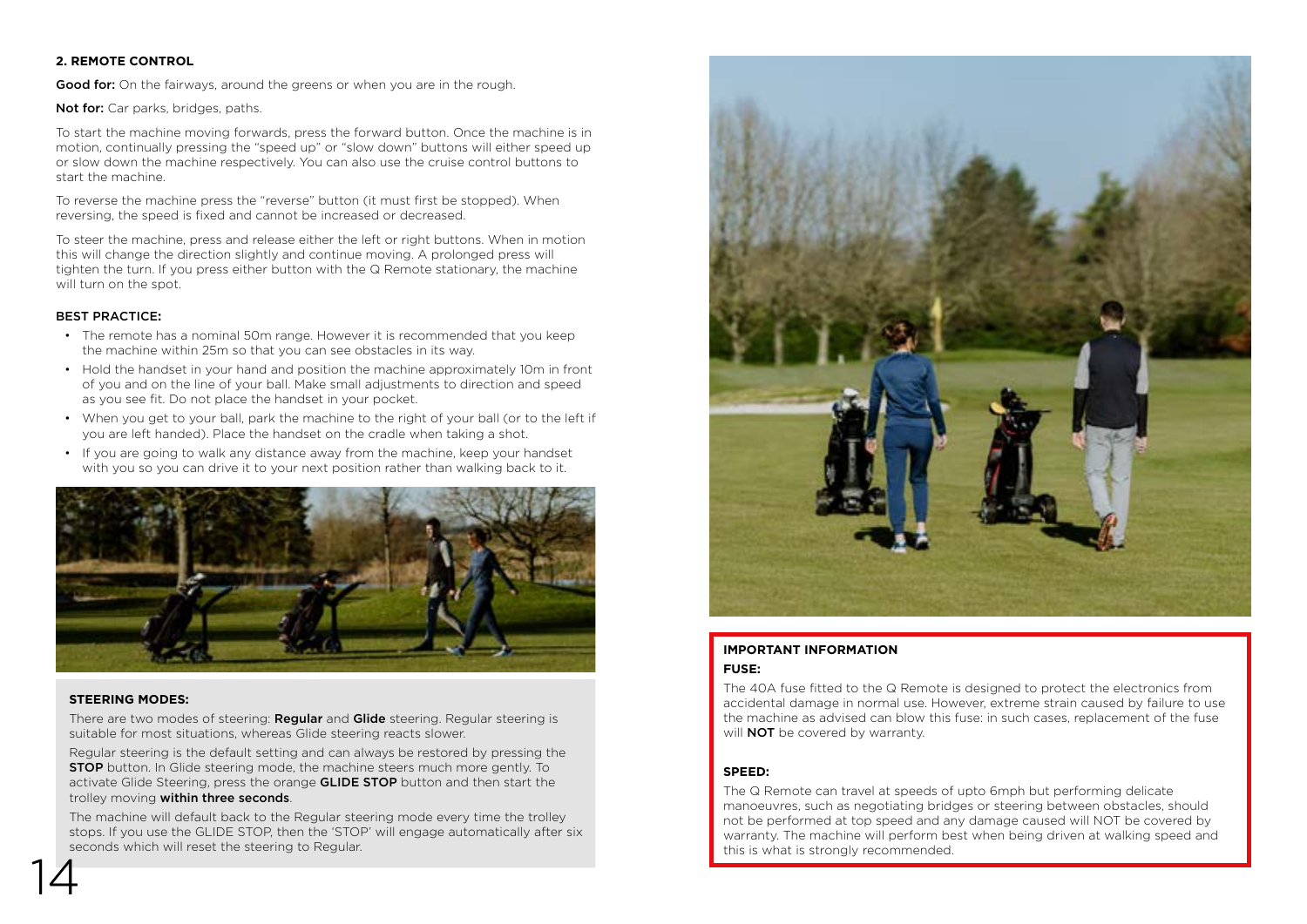## 2. REMOTE CONTROL

**Good for:** On the fairways, around the greens or when you are in the rough.

**Not for:** Car parks, bridges, paths.

To start the machine moving forwards, press the forward button. Once the machine is in motion, continually pressing the "speed up" or "slow down" buttons will either speed up or slow down the machine respectively. You can also use the cruise control buttons to start the machine.

To reverse the machine press the "reverse" button (it must first be stopped). When reversing, the speed is fixed and cannot be increased or decreased.

To steer the machine, press and release either the left or right buttons. When in motion this will change the direction slightly and continue moving. A prolonged press will tighten the turn. If you press either button with the Q Remote stationary, the machine will turn on the spot.

### BEST PRACTICE:

- The remote has a nominal 50m range. However it is recommended that you keep the machine within 25m so that you can see obstacles in its way.
- Hold the handset in your hand and position the machine approximately 10m in front of you and on the line of your ball. Make small adjustments to direction and speed as you see fit. Do not place the handset in your pocket.
- When you get to your ball, park the machine to the right of your ball (or to the left if you are left handed). Place the handset on the cradle when taking a shot.
- If you are going to walk any distance away from the machine, keep your handset with you so you can drive it to your next position rather than walking back to it.

### STEERING MODES:

There are two modes of steering: **Regular** and **Glide** steering. Regular steering is suitable for most situations, whereas Glide steering reacts slower.

Regular steering is the default setting and can always be restored by pressing the **STOP** button. In Glide steering mode, the machine steers much more gently. To activate Glide Steering, press the orange **GLIDE STOP** button and then start the trolley moving **within three seconds**.

The machine will default back to the Regular steering mode every time the trolley stops. If you use the GLIDE STOP, then the 'STOP' will engage automatically after six seconds which will reset the steering to Regular.

### IMPORTANT INFORMATION

**FUSE:**

The 40A fuse fitted to the Q Remote is designed to protect the electronics from accidental damage in normal use. However, extreme strain caused by failure to use the machine as advised can blow this fuse: in such cases, replacement of the fuse will **NOT** be covered by warranty.

**SPEED:**

The Q Remote can travel at speeds of upto 6mph but performing delicate manoeuvres, such as negotiating bridges or steering between obstacles, should not be performed at top speed and any damage caused will NOT be covered by warranty. The machine will perform best when being driven at walking speed and this is what is strongly recommended.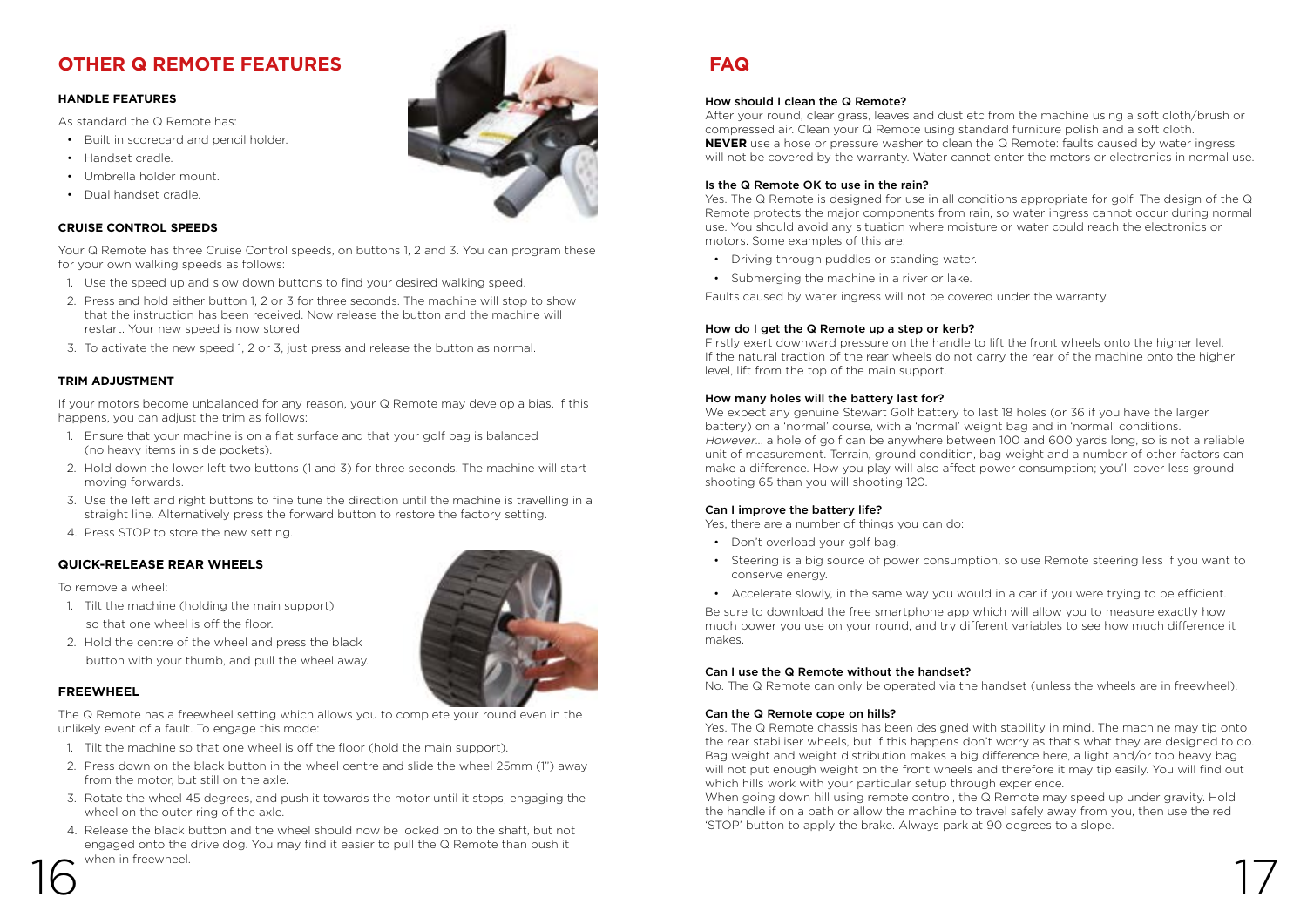# OTHER Q REMOTE FEATURES

### HANDLE FEATURES

As standard the Q Remote has:

- Built in scorecard and pencil holder.
- Handset cradle.
- Umbrella holder mount.
- Dual handset cradle.

### CRUISE CONTROL SPEEDS

Your Q Remote has three Cruise Control speeds, on buttons 1, 2 and 3. You can program these for your own walking speeds as follows:

1. Use the speed up and slow down buttons to find your desired walking speed.
2. Press and hold either button 1, 2 or 3 for three seconds. The machine will stop to show that the instruction has been received. Now release the button and the machine will restart. Your new speed is now stored.
3. To activate the new speed 1, 2 or 3, just press and release the button as normal.

### TRIM ADJUSTMENT

If your motors become unbalanced for any reason, your Q Remote may develop a bias. If this happens, you can adjust the trim as follows:

1. Ensure that your machine is on a flat surface and that your golf bag is balanced (no heavy items in side pockets).
2. Hold down the lower left two buttons (1 and 3) for three seconds. The machine will start moving forwards.
3. Use the left and right buttons to fine tune the direction until the machine is travelling in a straight line. Alternatively press the forward button to restore the factory setting.
4. Press STOP to store the new setting.

### QUICK-RELEASE REAR WHEELS

To remove a wheel:

1. Tilt the machine (holding the main support) so that one wheel is off the floor.
2. Hold the centre of the wheel and press the black button with your thumb, and pull the wheel away.

### FREEWHEEL

The Q Remote has a freewheel setting which allows you to complete your round even in the unlikely event of a fault. To engage this mode:

1. Tilt the machine so that one wheel is off the floor (hold the main support).
2. Press down on the black button in the wheel centre and slide the wheel 25mm (1") away from the motor, but still on the axle.
3. Rotate the wheel 45 degrees, and push it towards the motor until it stops, engaging the wheel on the outer ring of the axle.
4. Release the black button and the wheel should now be locked on to the shaft, but not engaged onto the drive dog. You may find it easier to pull the Q Remote than push it when in freewheel.

# FAQ

### How should I clean the Q Remote?

After your round, clear grass, leaves and dust etc from the machine using a soft cloth/brush or compressed air. Clean your Q Remote using standard furniture polish and a soft cloth. **NEVER** use a hose or pressure washer to clean the Q Remote: faults caused by water ingress will not be covered by the warranty. Water cannot enter the motors or electronics in normal use.

### Is the Q Remote OK to use in the rain?

Yes. The Q Remote is designed for use in all conditions appropriate for golf. The design of the Q Remote protects the major components from rain, so water ingress cannot occur during normal use. You should avoid any situation where moisture or water could reach the electronics or motors. Some examples of this are:

- Driving through puddles or standing water.
- Submerging the machine in a river or lake.

Faults caused by water ingress will not be covered under the warranty.

### How do I get the Q Remote up a step or kerb?

Firstly exert downward pressure on the handle to lift the front wheels onto the higher level. If the natural traction of the rear wheels do not carry the rear of the machine onto the higher level, lift from the top of the main support.

### How many holes will the battery last for?

We expect any genuine Stewart Golf battery to last 18 holes (or 36 if you have the larger battery) on a 'normal' course, with a 'normal' weight bag and in 'normal' conditions. *However...* a hole of golf can be anywhere between 100 and 600 yards long, so is not a reliable unit of measurement. Terrain, ground condition, bag weight and a number of other factors can make a difference. How you play will also affect power consumption; you'll cover less ground shooting 65 than you will shooting 120.

### Can I improve the battery life?

Yes, there are a number of things you can do:

- Don't overload your golf bag.
- Steering is a big source of power consumption, so use Remote steering less if you want to conserve energy.
- Accelerate slowly, in the same way you would in a car if you were trying to be efficient.

Be sure to download the free smartphone app which will allow you to measure exactly how much power you use on your round, and try different variables to see how much difference it makes.

### Can I use the Q Remote without the handset?

No. The Q Remote can only be operated via the handset (unless the wheels are in freewheel).

### Can the Q Remote cope on hills?

Yes. The Q Remote chassis has been designed with stability in mind. The machine may tip onto the rear stabiliser wheels, but if this happens don't worry as that's what they are designed to do. Bag weight and weight distribution makes a big difference here, a light and/or top heavy bag will not put enough weight on the front wheels and therefore it may tip easily. You will find out which hills work with your particular setup through experience.

When going down hill using remote control, the Q Remote may speed up under gravity. Hold the handle if on a path or allow the machine to travel safely away from you, then use the red 'STOP' button to apply the brake. Always park at 90 degrees to a slope.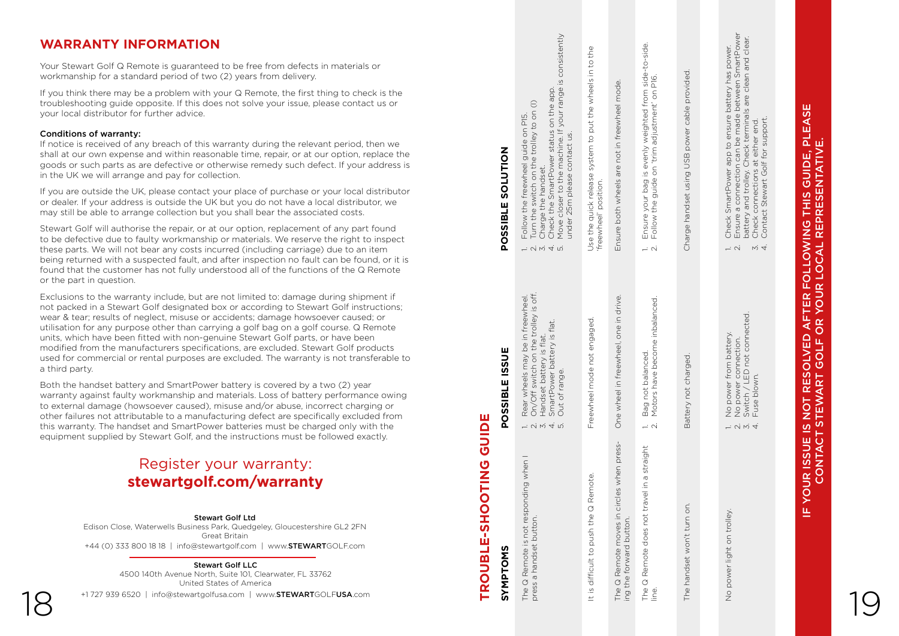## WARRANTY INFORMATION

Your Stewart Golf Q Remote is guaranteed to be free from defects in materials or workmanship for a standard period of two (2) years from delivery.

If you think there may be a problem with your Q Remote, the first thing to check is the troubleshooting guide opposite. If this does not solve your issue, please contact us or your local distributor for further advice.

**Conditions of warranty:**

If notice is received of any breach of this warranty during the relevant period, then we shall at our own expense and within reasonable time, repair, or at our option, replace the goods or such parts as are defective or otherwise remedy such defect. If your address is in the UK we will arrange and pay for collection.

If you are outside the UK, please contact your place of purchase or your local distributor or dealer. If your address is outside the UK but you do not have a local distributor, we may still be able to arrange collection but you shall bear the associated costs.

Stewart Golf will authorise the repair, or at our option, replacement of any part found to be defective due to faulty workmanship or materials. We reserve the right to inspect these parts. We will not bear any costs incurred (including carriage) due to an item being returned with a suspected fault, and after inspection no fault can be found, or it is found that the customer has not fully understood all of the functions of the Q Remote or the part in question.

Exclusions to the warranty include, but are not limited to: damage during shipment if not packed in a Stewart Golf designated box or according to Stewart Golf instructions; wear & tear; results of neglect, misuse or accidents; damage howsoever caused; or utilisation for any purpose other than carrying a golf bag on a golf course. Q Remote units, which have been fitted with non-genuine Stewart Golf parts, or have been modified from the manufacturers specifications, are excluded. Stewart Golf products used for commercial or rental purposes are excluded. The warranty is not transferable to a third party.

Both the handset battery and SmartPower battery is covered by a two (2) year warranty against faulty workmanship and materials. Loss of battery performance owing to external damage (howsoever caused), misuse and/or abuse, incorrect charging or other failures not attributable to a manufacturing defect are specifically excluded from this warranty. The handset and SmartPower batteries must be charged only with the equipment supplied by Stewart Golf, and the instructions must be followed exactly.

Register your warranty:
**stewartgolf.com/warranty**

**Stewart Golf Ltd**
Edison Close, Waterwells Business Park, Quedgeley, Gloucestershire GL2 2FN
Great Britain
+44 (0) 333 800 18 18 | info@stewartgolf.com | www.**STEWART**GOLF.com

**Stewart Golf LLC**
4500 140th Avenue North, Suite 101, Clearwater, FL 33762
United States of America
+1 727 939 6520 | info@stewartgolfusa.com | www.**STEWART**GOLF**USA**.com

## TROUBLE-SHOOTING GUIDE

| SYMPTOMS | POSSIBLE ISSUE | POSSIBLE SOLUTION |
|---|---|---|
| The Q Remote is not responding when I press a handset button. | 1. Rear wheels may be in freewheel.<br>2. On/Off switch on the trolley is off.<br>3. Handset battery is flat.<br>4. SmartPower battery is flat.<br>5. Out of range. | 1. Follow the freewheel guide on P15.<br>2. Turn the switch on the trolley to on (I)<br>3. Charge the handset.<br>4. Check the SmartPower status on the app.<br>5. Move closer to the machine. If your range is consistently under 25m please contact us. |
| It is difficult to push the Q Remote. | Freewheel mode not engaged. | Use the quick release system to put the wheels in to the 'freewheel' position. |
| The Q Remote moves in circles when pressing the forward button. | One wheel in freewheel, one in drive. | Ensure both wheels are not in freewheel mode. |
| The Q Remote does not travel in a straight line. | 1. Bag not balanced.<br>2. Motors have become inbalanced. | 1. Ensure your bag is evenly weighted from side-to-side.<br>2. Follow the guide on 'trim adjustment' on P16. |
| The handset won't turn on. | Battery not charged. | Charge handset using USB power cable provided. |
| No power light on trolley. | 1. No power from battery.<br>2. No power connection.<br>3. Switch / LED not connected.<br>4. Fuse blown. | 1. Check SmartPower app to ensure battery has power.<br>2. Ensure a connection can be made between SmartPower battery and trolley. Check terminals are clean and clear.<br>3. Check connections at either end.<br>4. Contact Stewart Golf for support. |

**IF YOUR ISSUE IS NOT RESOLVED AFTER FOLLOWING THIS GUIDE, PLEASE CONTACT STEWART GOLF OR YOUR LOCAL REPRESENTATIVE.**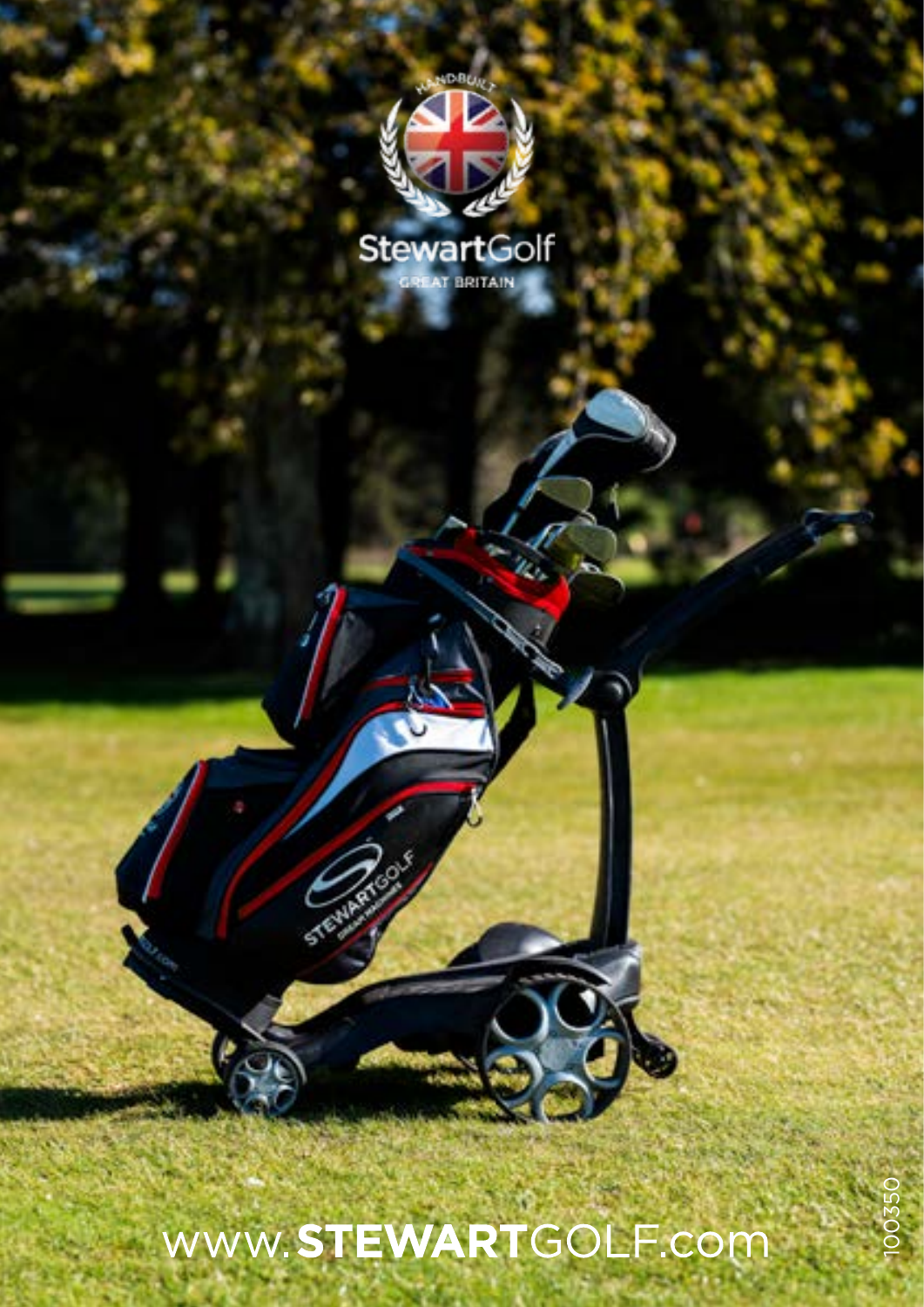HANDBUILT

StewartGolf

GREAT BRITAIN

www.STEWARTGOLF.com

100350